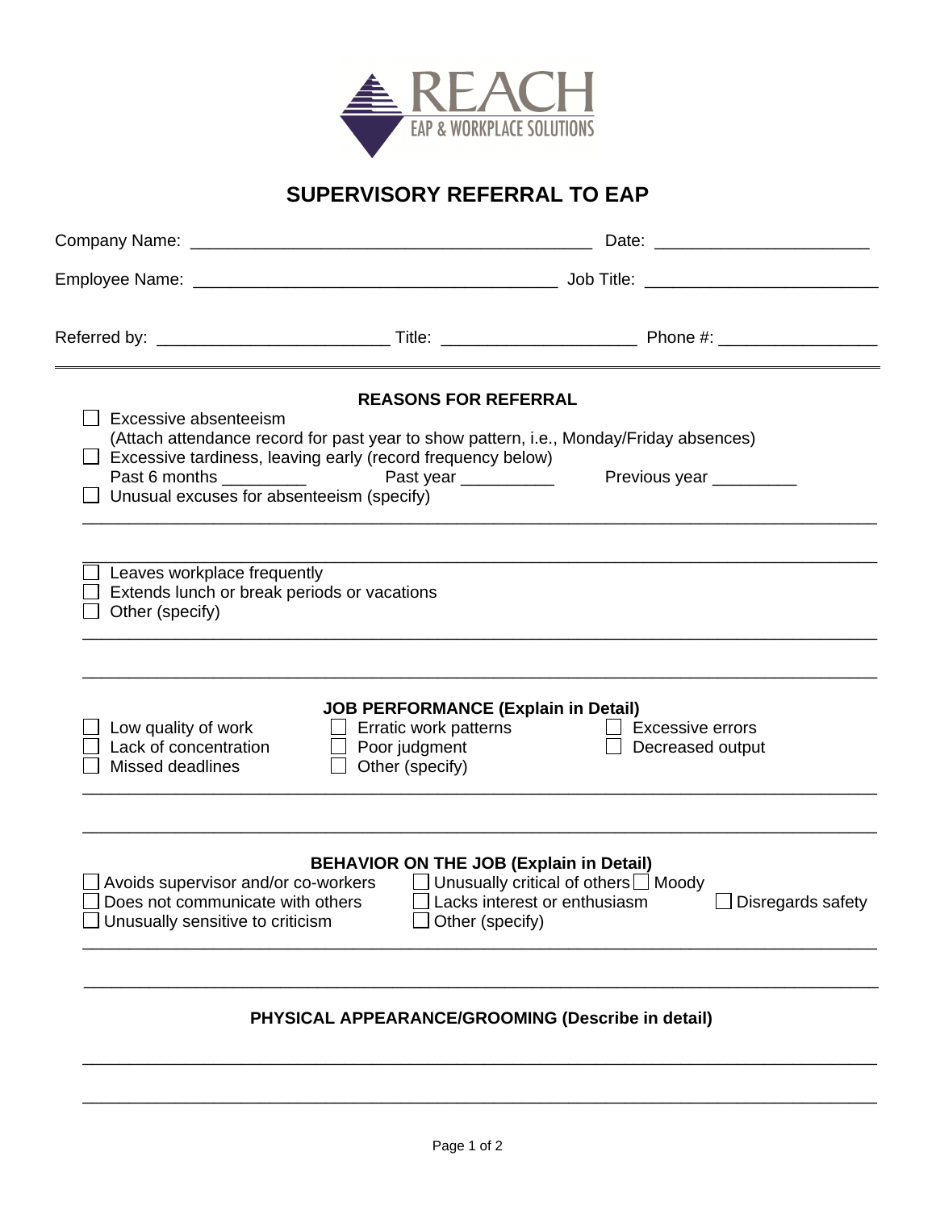REACH
EAP & WORKPLACE SOLUTIONS

# SUPERVISORY REFERRAL TO EAP

Company Name: ___________________________________________ Date: ______________________

Employee Name: _______________________________________ Job Title: ________________________

Referred by: _________________________ Title: ____________________ Phone #: _________________

## REASONS FOR REFERRAL

- ☐ Excessive absenteeism
  (Attach attendance record for past year to show pattern, i.e., Monday/Friday absences)
- ☐ Excessive tardiness, leaving early (record frequency below)
  Past 6 months _________ Past year __________ Previous year _________
- ☐ Unusual excuses for absenteeism (specify)

______________________________________________________________________________

______________________________________________________________________________

- ☐ Leaves workplace frequently
- ☐ Extends lunch or break periods or vacations
- ☐ Other (specify)

______________________________________________________________________________

______________________________________________________________________________

## JOB PERFORMANCE (Explain in Detail)

- ☐ Low quality of work
- ☐ Lack of concentration
- ☐ Missed deadlines
- ☐ Erratic work patterns
- ☐ Poor judgment
- ☐ Other (specify)
- ☐ Excessive errors
- ☐ Decreased output

______________________________________________________________________________

______________________________________________________________________________

## BEHAVIOR ON THE JOB (Explain in Detail)

- ☐ Avoids supervisor and/or co-workers
- ☐ Does not communicate with others
- ☐ Unusually sensitive to criticism
- ☐ Unusually critical of others
- ☐ Lacks interest or enthusiasm
- ☐ Other (specify)
- ☐ Moody
- ☐ Disregards safety

______________________________________________________________________________

______________________________________________________________________________

## PHYSICAL APPEARANCE/GROOMING (Describe in detail)

______________________________________________________________________________

______________________________________________________________________________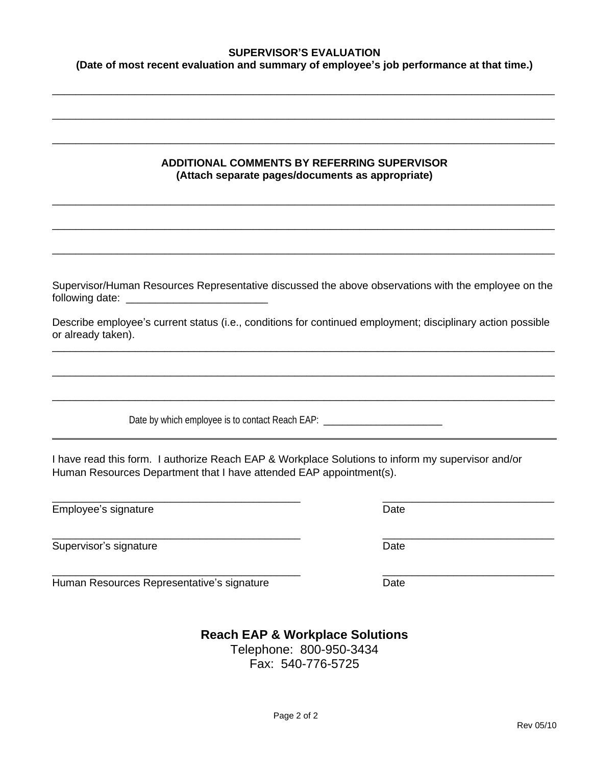**SUPERVISOR'S EVALUATION**
**(Date of most recent evaluation and summary of employee's job performance at that time.)**

_______________________________________________________________________________

_______________________________________________________________________________

_______________________________________________________________________________

**ADDITIONAL COMMENTS BY REFERRING SUPERVISOR**
**(Attach separate pages/documents as appropriate)**

_______________________________________________________________________________

_______________________________________________________________________________

_______________________________________________________________________________

Supervisor/Human Resources Representative discussed the above observations with the employee on the following date: ________________________

Describe employee's current status (i.e., conditions for continued employment; disciplinary action possible or already taken).

_______________________________________________________________________________

_______________________________________________________________________________

_______________________________________________________________________________

Date by which employee is to contact Reach EAP: ______________________

---

I have read this form. I authorize Reach EAP & Workplace Solutions to inform my supervisor and/or Human Resources Department that I have attended EAP appointment(s).

| | |
|---|---|
| ___________________________________________ | ____________________________ |
| Employee's signature | Date |
| ___________________________________________ | ____________________________ |
| Supervisor's signature | Date |
| ___________________________________________ | ____________________________ |
| Human Resources Representative's signature | Date |

**Reach EAP & Workplace Solutions**
Telephone: 800-950-3434
Fax: 540-776-5725

Rev 05/10